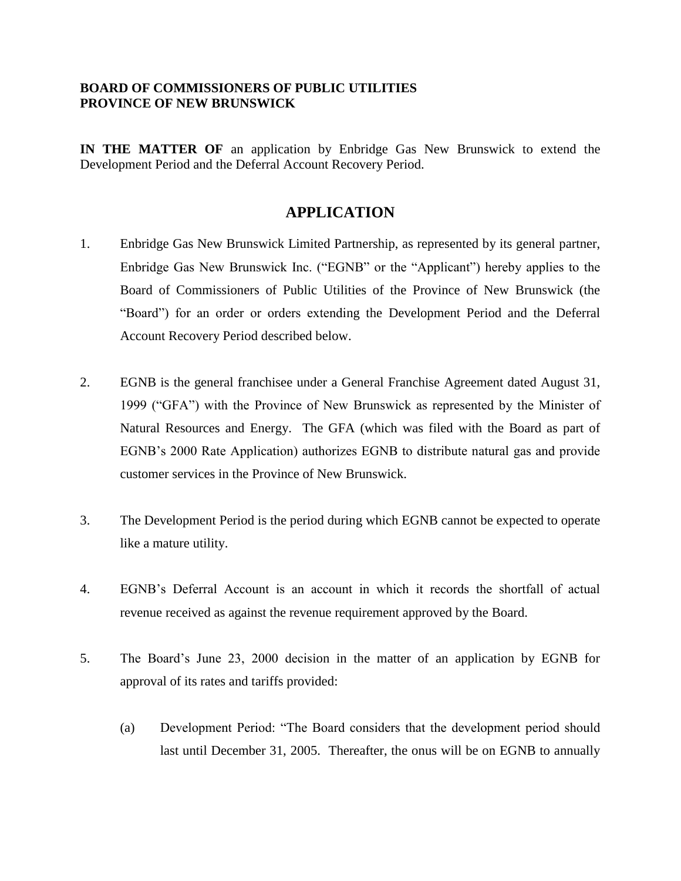**BOARD OF COMMISSIONERS OF PUBLIC UTILITIES**
**PROVINCE OF NEW BRUNSWICK**

**IN THE MATTER OF** an application by Enbridge Gas New Brunswick to extend the Development Period and the Deferral Account Recovery Period.

# APPLICATION

1. Enbridge Gas New Brunswick Limited Partnership, as represented by its general partner, Enbridge Gas New Brunswick Inc. ("EGNB" or the "Applicant") hereby applies to the Board of Commissioners of Public Utilities of the Province of New Brunswick (the "Board") for an order or orders extending the Development Period and the Deferral Account Recovery Period described below.

2. EGNB is the general franchisee under a General Franchise Agreement dated August 31, 1999 ("GFA") with the Province of New Brunswick as represented by the Minister of Natural Resources and Energy. The GFA (which was filed with the Board as part of EGNB's 2000 Rate Application) authorizes EGNB to distribute natural gas and provide customer services in the Province of New Brunswick.

3. The Development Period is the period during which EGNB cannot be expected to operate like a mature utility.

4. EGNB's Deferral Account is an account in which it records the shortfall of actual revenue received as against the revenue requirement approved by the Board.

5. The Board's June 23, 2000 decision in the matter of an application by EGNB for approval of its rates and tariffs provided:

   (a) Development Period: "The Board considers that the development period should last until December 31, 2005. Thereafter, the onus will be on EGNB to annually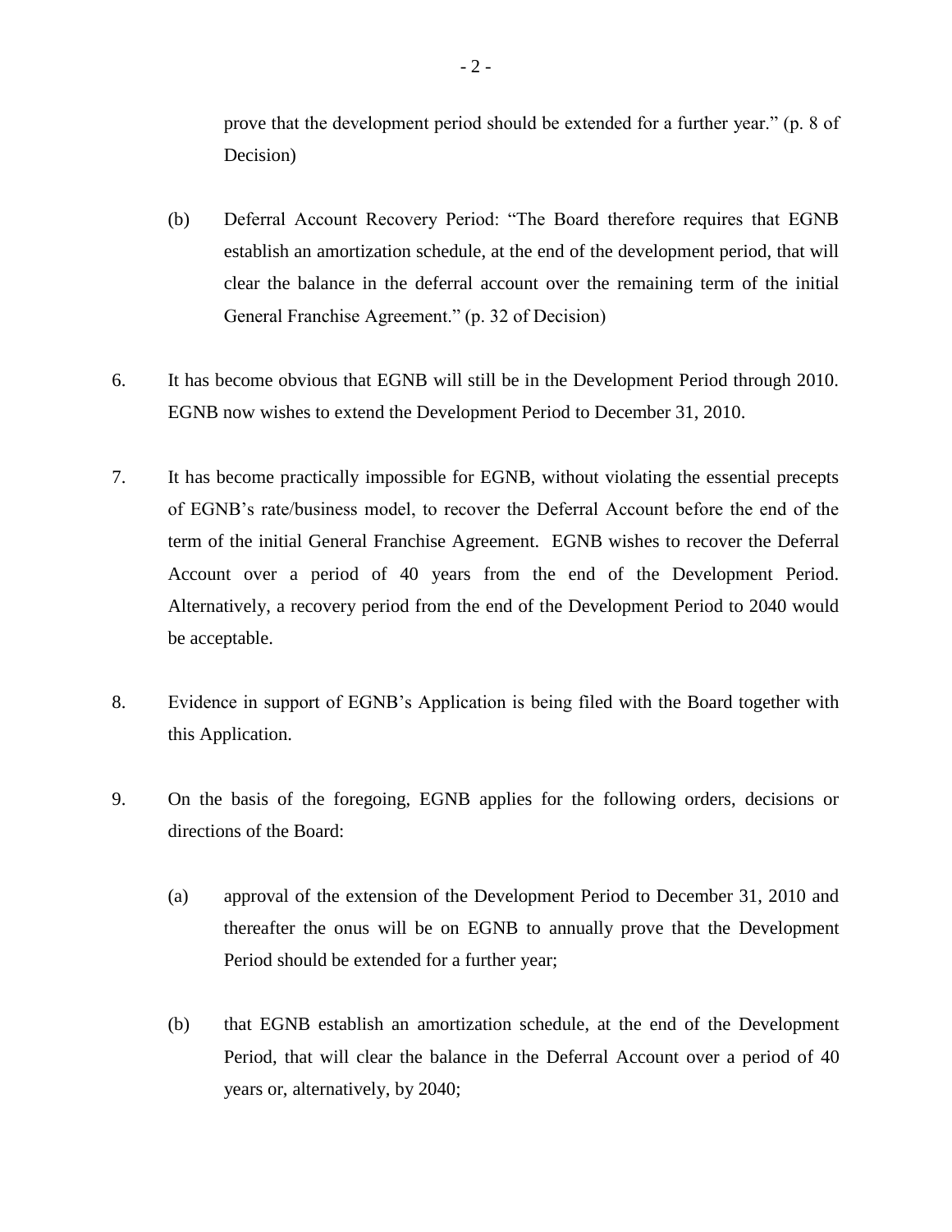prove that the development period should be extended for a further year." (p. 8 of Decision)

(b) Deferral Account Recovery Period: "The Board therefore requires that EGNB establish an amortization schedule, at the end of the development period, that will clear the balance in the deferral account over the remaining term of the initial General Franchise Agreement." (p. 32 of Decision)

6. It has become obvious that EGNB will still be in the Development Period through 2010. EGNB now wishes to extend the Development Period to December 31, 2010.

7. It has become practically impossible for EGNB, without violating the essential precepts of EGNB's rate/business model, to recover the Deferral Account before the end of the term of the initial General Franchise Agreement. EGNB wishes to recover the Deferral Account over a period of 40 years from the end of the Development Period. Alternatively, a recovery period from the end of the Development Period to 2040 would be acceptable.

8. Evidence in support of EGNB's Application is being filed with the Board together with this Application.

9. On the basis of the foregoing, EGNB applies for the following orders, decisions or directions of the Board:

   (a) approval of the extension of the Development Period to December 31, 2010 and thereafter the onus will be on EGNB to annually prove that the Development Period should be extended for a further year;

   (b) that EGNB establish an amortization schedule, at the end of the Development Period, that will clear the balance in the Deferral Account over a period of 40 years or, alternatively, by 2040;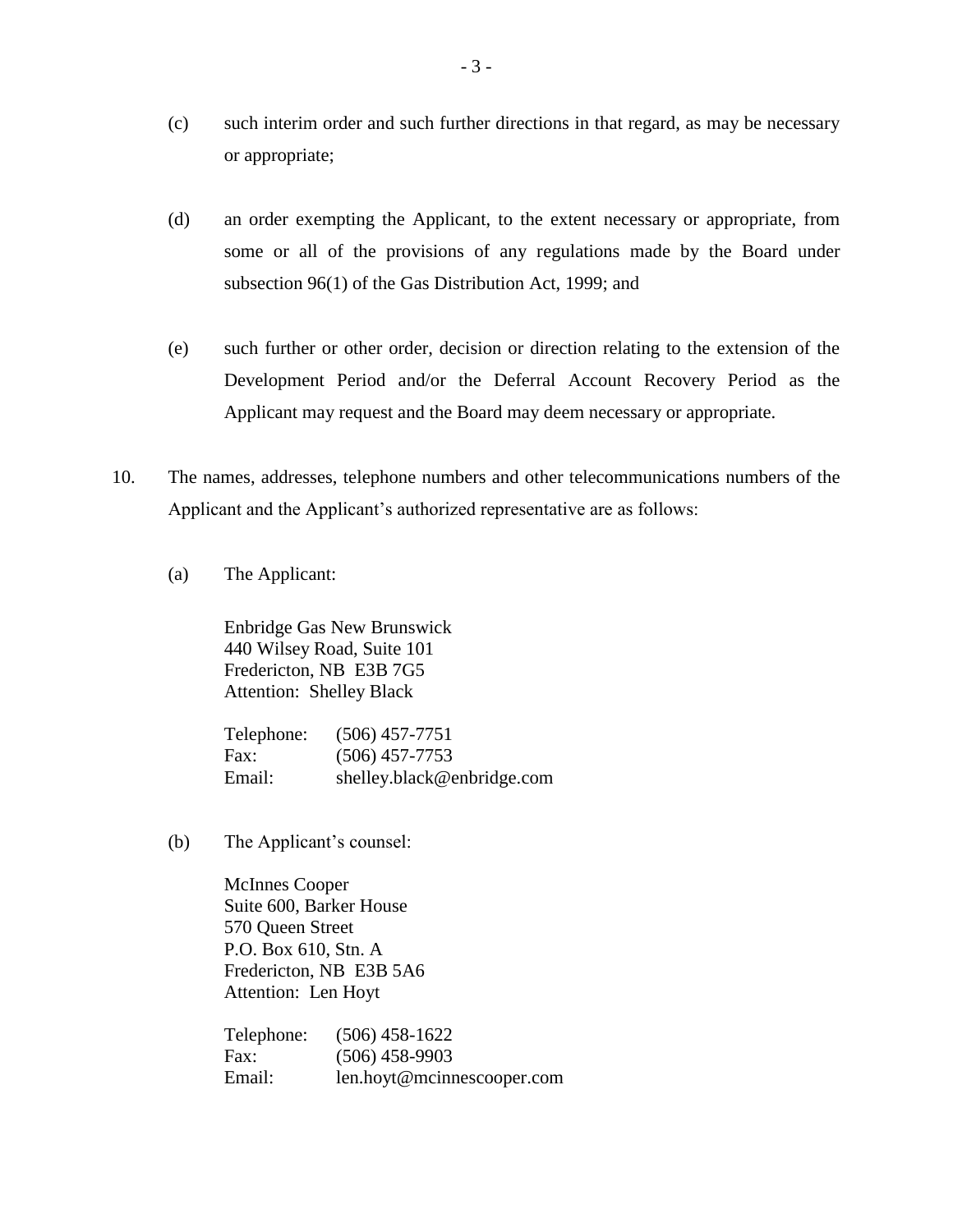(c) such interim order and such further directions in that regard, as may be necessary or appropriate;

(d) an order exempting the Applicant, to the extent necessary or appropriate, from some or all of the provisions of any regulations made by the Board under subsection 96(1) of the Gas Distribution Act, 1999; and

(e) such further or other order, decision or direction relating to the extension of the Development Period and/or the Deferral Account Recovery Period as the Applicant may request and the Board may deem necessary or appropriate.

10. The names, addresses, telephone numbers and other telecommunications numbers of the Applicant and the Applicant's authorized representative are as follows:

(a) The Applicant:

Enbridge Gas New Brunswick
440 Wilsey Road, Suite 101
Fredericton, NB E3B 7G5
Attention: Shelley Black

Telephone: (506) 457-7751
Fax: (506) 457-7753
Email: shelley.black@enbridge.com

(b) The Applicant's counsel:

McInnes Cooper
Suite 600, Barker House
570 Queen Street
P.O. Box 610, Stn. A
Fredericton, NB E3B 5A6
Attention: Len Hoyt

Telephone: (506) 458-1622
Fax: (506) 458-9903
Email: len.hoyt@mcinnescooper.com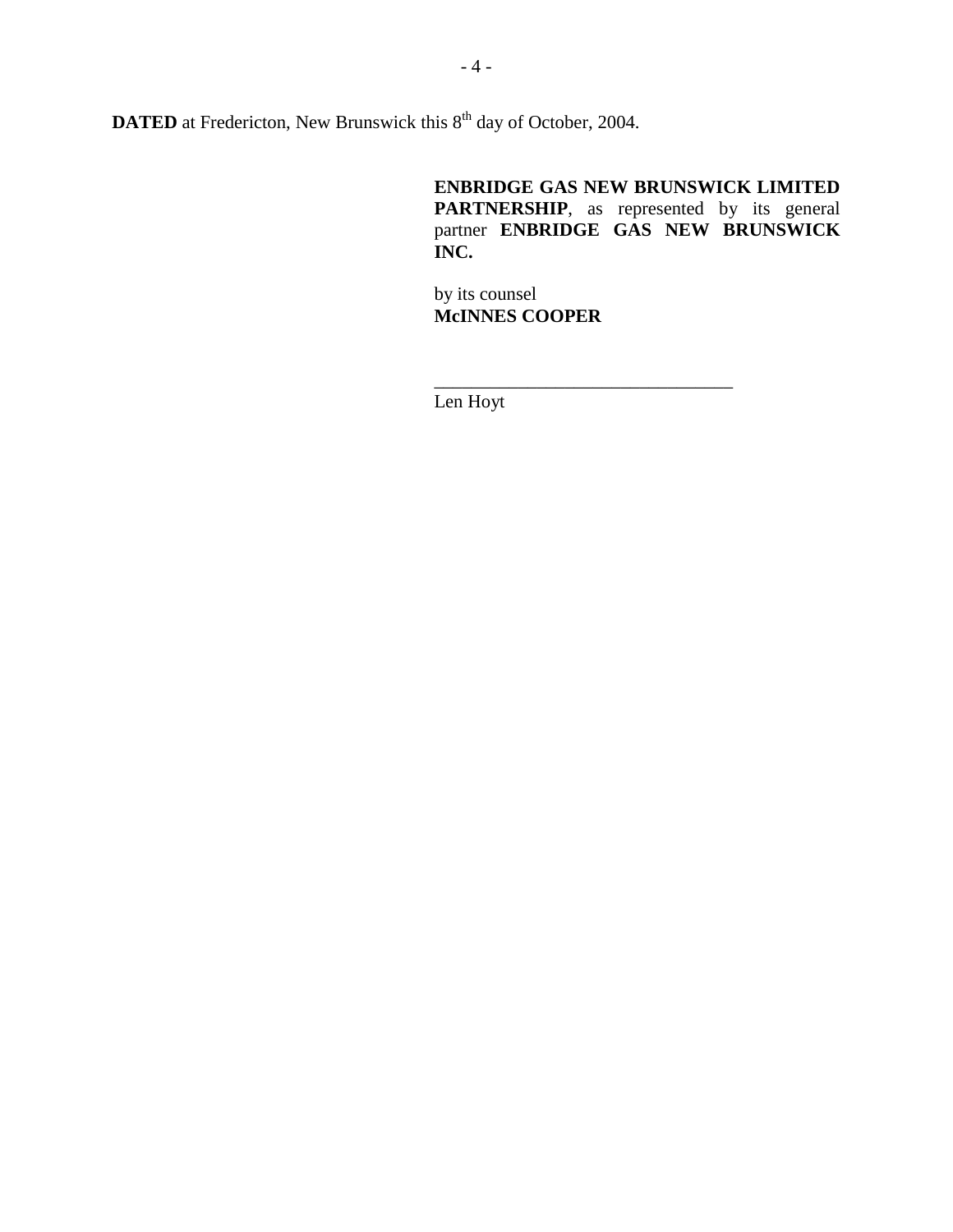**DATED** at Fredericton, New Brunswick this 8th day of October, 2004.

**ENBRIDGE GAS NEW BRUNSWICK LIMITED PARTNERSHIP**, as represented by its general partner **ENBRIDGE GAS NEW BRUNSWICK INC.**

by its counsel
**McINNES COOPER**

_________________________________
Len Hoyt